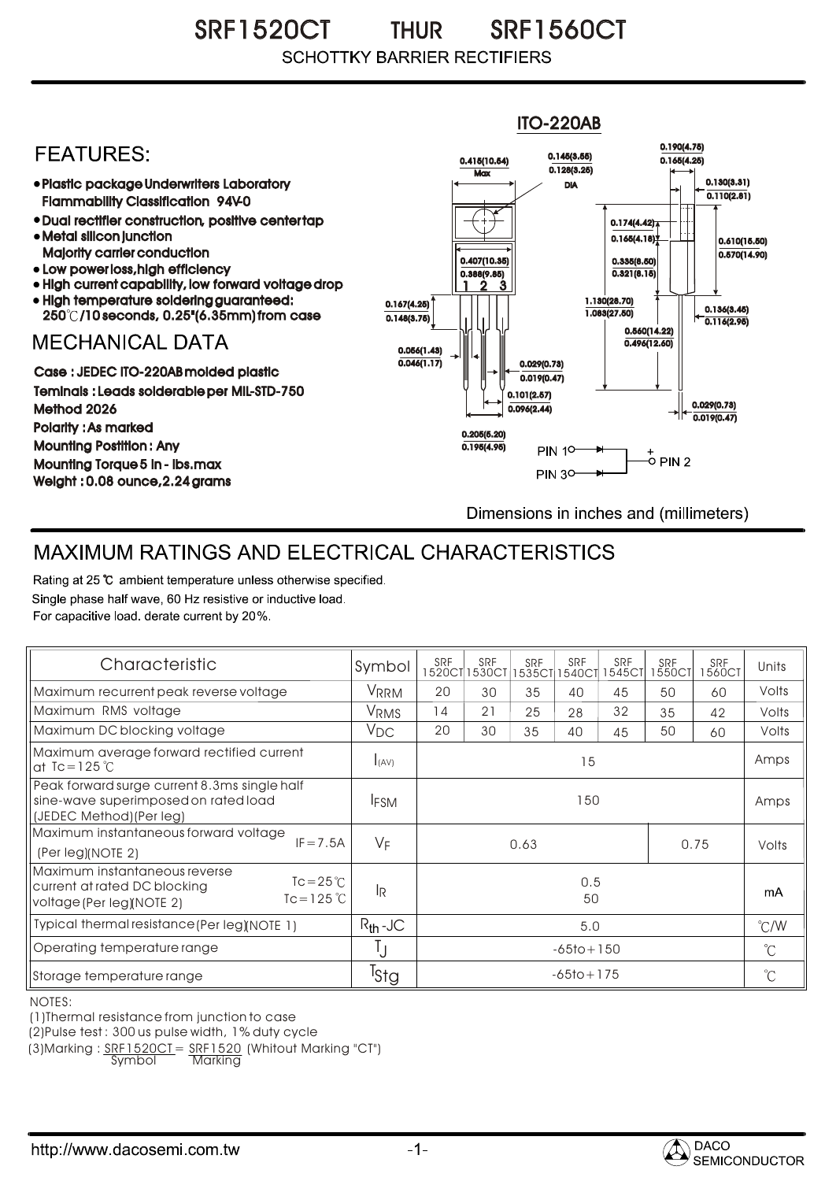# SRF1520CT THUR SRF1560CT

SCHOTTKY BARRIER RECTIFIERS

ITO-220AB

## FEATURES:

- Plastic package Underwriters Laboratory Flammability Classification 94V-0
- Dual rectifier construction, positive center tap
- Metal silicon junction Majority carrier conduction
- Low power loss, high efficiency
- High current capability, low forward voltage drop
- High temperature soldering guaranteed: 250℃/10 seconds, 0.25"(6.35mm) from case

## MECHANICAL DATA

Case : JEDEC ITO-220AB molded plastic
Teminals : Leads solderable per MIL-STD-750 Method 2026
Polarity : As marked
Mounting Postition : Any
Mounting Torque 5 in - lbs.max
Weight : 0.08 ounce, 2.24 grams

0.415(10.54) Max; 0.145(3.55) 0.128(3.25) DIA; 0.190(4.75) 0.165(4.25); 0.130(3.31) 0.110(2.81); 0.174(4.42) 0.165(4.18); 0.610(15.50) 0.570(14.90); 0.407(10.35) 0.388(9.85); 0.335(8.50) 0.321(8.15); 0.167(4.25) 0.148(3.75); 1.130(28.70) 1.083(27.50); 0.136(3.45) 0.116(2.95); 0.560(14.22) 0.495(12.60); 0.056(1.43) 0.046(1.17); 0.029(0.73) 0.019(0.47); 0.101(2.57) 0.096(2.44); 0.029(0.73) 0.019(0.47); 0.205(5.20) 0.195(4.95)

PIN 1, PIN 3 → + PIN 2

Dimensions in inches and (millimeters)

## MAXIMUM RATINGS AND ELECTRICAL CHARACTERISTICS

Rating at 25 ℃ ambient temperature unless otherwise specified.
Single phase half wave, 60 Hz resistive or inductive load.
For capacitive load. derate current by 20%.

| Characteristic | Symbol | SRF 1520CT | SRF 1530CT | SRF 1535CT | SRF 1540CT | SRF 1545CT | SRF 1550CT | SRF 1560CT | Units |
|---|---|---|---|---|---|---|---|---|---|
| Maximum recurrent peak reverse voltage | $V_{RRM}$ | 20 | 30 | 35 | 40 | 45 | 50 | 60 | Volts |
| Maximum RMS voltage | $V_{RMS}$ | 14 | 21 | 25 | 28 | 32 | 35 | 42 | Volts |
| Maximum DC blocking voltage | $V_{DC}$ | 20 | 30 | 35 | 40 | 45 | 50 | 60 | Volts |
| Maximum average forward rectified current at Tc=125℃ | $I_{(AV)}$ | 15 | | | | | | | Amps |
| Peak forward surge current 8.3ms single half sine-wave superimposed on rated load (JEDEC Method)(Per leg) | $I_{FSM}$ | 150 | | | | | | | Amps |
| Maximum instantaneous forward voltage (Per leg)(NOTE 2) IF=7.5A | $V_F$ | 0.63 | | | | | 0.75 | | Volts |
| Maximum instantaneous reverse current at rated DC blocking voltage (Per leg)(NOTE 2) Tc=25℃ / Tc=125℃ | $I_R$ | 0.5 / 50 | | | | | | | mA |
| Typical thermal resistance (Per leg)(NOTE 1) | $R_{th}$-JC | 5.0 | | | | | | | ℃/W |
| Operating temperature range | $T_J$ | -65to+150 | | | | | | | ℃ |
| Storage temperature range | $T_{Stg}$ | -65to+175 | | | | | | | ℃ |

NOTES:
(1)Thermal resistance from junction to case
(2)Pulse test : 300 us pulse width, 1% duty cycle
(3)Marking : SRF1520CT = SRF1520 (Whitout Marking "CT")
Symbol Marking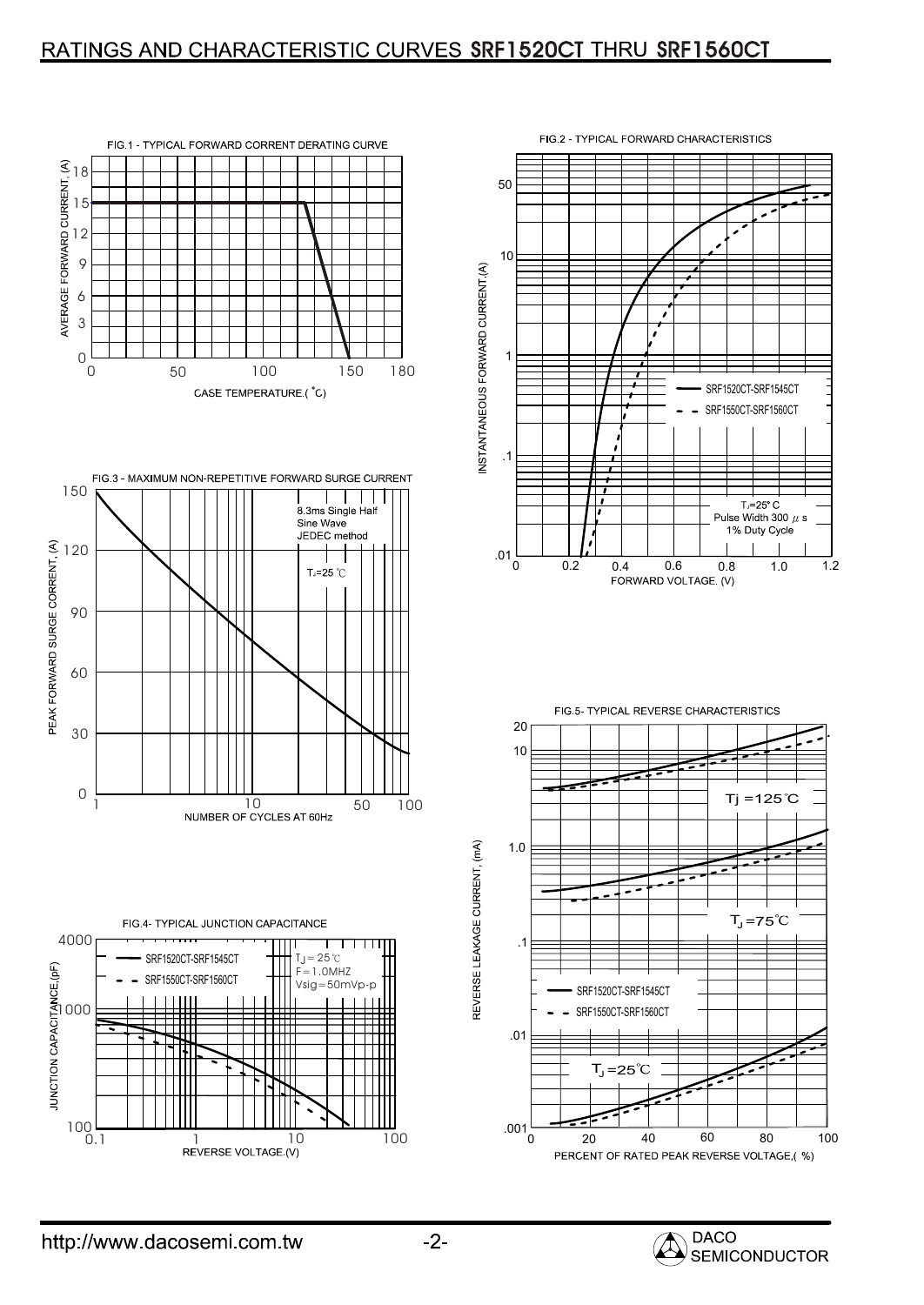# RATINGS AND CHARACTERISTIC CURVES SRF1520CT THRU SRF1560CT

FIG.1 - TYPICAL FORWARD CORRENT DERATING CURVE

AVERAGE FORWARD CURRENT, (A)

18
15
12
9
6
3
0

0 50 100 150 180

CASE TEMPERATURE.( °C)

FIG.2 - TYPICAL FORWARD CHARACTERISTICS

INSTANTANEOUS FORWARD CURRENT,(A)

50
10
1
.1
.01

0 0.2 0.4 0.6 0.8 1.0 1.2

FORWARD VOLTAGE. (V)

SRF1520CT-SRF1545CT

SRF1550CT-SRF1560CT

$T_J$=25° C
Pulse Width 300 $\mu$ s
1% Duty Cycle

FIG.3 - MAXIMUM NON-REPETITIVE FORWARD SURGE CURRENT

PEAK FORWARD SURGE CORRENT, (A)

150
120
90
60
30
0

1 10 50 100

NUMBER OF CYCLES AT 60Hz

8.3ms Single Half
Sine Wave
JEDEC method

$T_J$=25 ℃

FIG.4- TYPICAL JUNCTION CAPACITANCE

JUNCTION CAPACITANCE,(pF)

4000
1000
100

0.1 1 10 100

REVERSE VOLTAGE.(V)

SRF1520CT-SRF1545CT

SRF1550CT-SRF1560CT

$T_J$= 25 ℃
F=1.0MHZ
Vsig=50mVp-p

FIG.5- TYPICAL REVERSE CHARACTERISTICS

REVERSE LEAKAGE CURRENT, (mA)

20
10
1.0
.1
.01
.001

0 20 40 60 80 100

PERCENT OF RATED PEAK REVERSE VOLTAGE,( %)

Tj =125℃

$T_J$ =75℃

$T_J$ =25℃

SRF1520CT-SRF1545CT

SRF1550CT-SRF1560CT

http://www.dacosemi.com.tw

DACO SEMICONDUCTOR